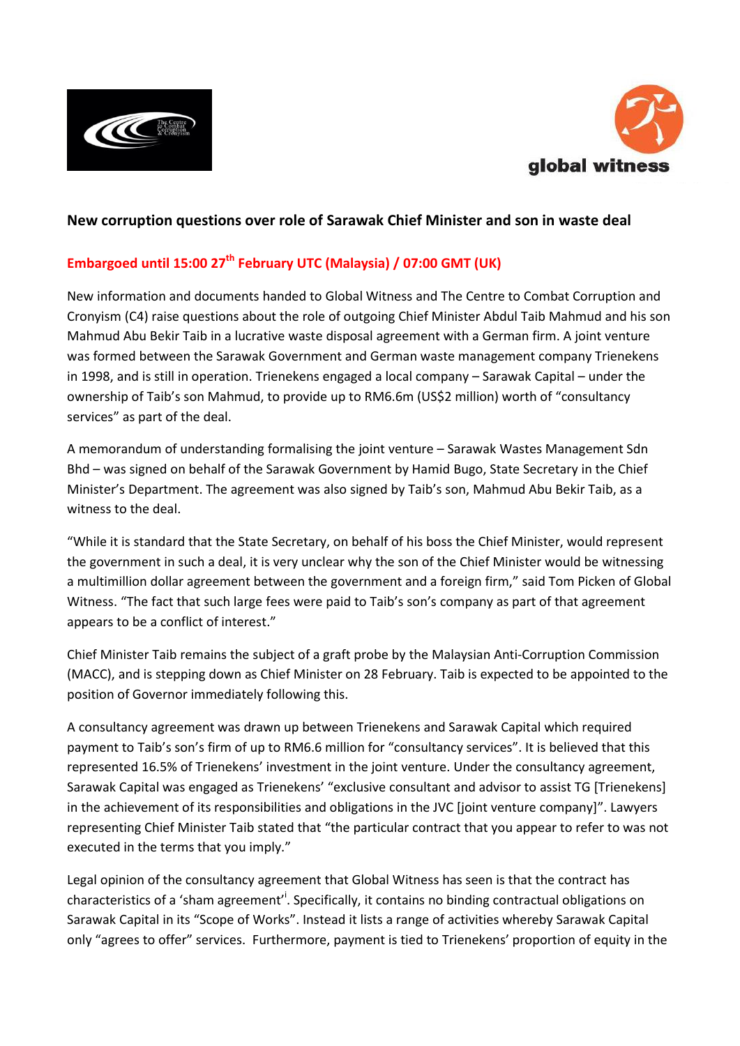**New corruption questions over role of Sarawak Chief Minister and son in waste deal**

**Embargoed until 15:00 27th February UTC (Malaysia) / 07:00 GMT (UK)**

New information and documents handed to Global Witness and The Centre to Combat Corruption and Cronyism (C4) raise questions about the role of outgoing Chief Minister Abdul Taib Mahmud and his son Mahmud Abu Bekir Taib in a lucrative waste disposal agreement with a German firm. A joint venture was formed between the Sarawak Government and German waste management company Trienekens in 1998, and is still in operation. Trienekens engaged a local company – Sarawak Capital – under the ownership of Taib's son Mahmud, to provide up to RM6.6m (US$2 million) worth of "consultancy services" as part of the deal.

A memorandum of understanding formalising the joint venture – Sarawak Wastes Management Sdn Bhd – was signed on behalf of the Sarawak Government by Hamid Bugo, State Secretary in the Chief Minister's Department. The agreement was also signed by Taib's son, Mahmud Abu Bekir Taib, as a witness to the deal.

"While it is standard that the State Secretary, on behalf of his boss the Chief Minister, would represent the government in such a deal, it is very unclear why the son of the Chief Minister would be witnessing a multimillion dollar agreement between the government and a foreign firm," said Tom Picken of Global Witness. "The fact that such large fees were paid to Taib's son's company as part of that agreement appears to be a conflict of interest."

Chief Minister Taib remains the subject of a graft probe by the Malaysian Anti-Corruption Commission (MACC), and is stepping down as Chief Minister on 28 February. Taib is expected to be appointed to the position of Governor immediately following this.

A consultancy agreement was drawn up between Trienekens and Sarawak Capital which required payment to Taib's son's firm of up to RM6.6 million for "consultancy services". It is believed that this represented 16.5% of Trienekens' investment in the joint venture. Under the consultancy agreement, Sarawak Capital was engaged as Trienekens' "exclusive consultant and advisor to assist TG [Trienekens] in the achievement of its responsibilities and obligations in the JVC [joint venture company]". Lawyers representing Chief Minister Taib stated that "the particular contract that you appear to refer to was not executed in the terms that you imply."

Legal opinion of the consultancy agreement that Global Witness has seen is that the contract has characteristics of a 'sham agreement'[i]. Specifically, it contains no binding contractual obligations on Sarawak Capital in its "Scope of Works". Instead it lists a range of activities whereby Sarawak Capital only "agrees to offer" services. Furthermore, payment is tied to Trienekens' proportion of equity in the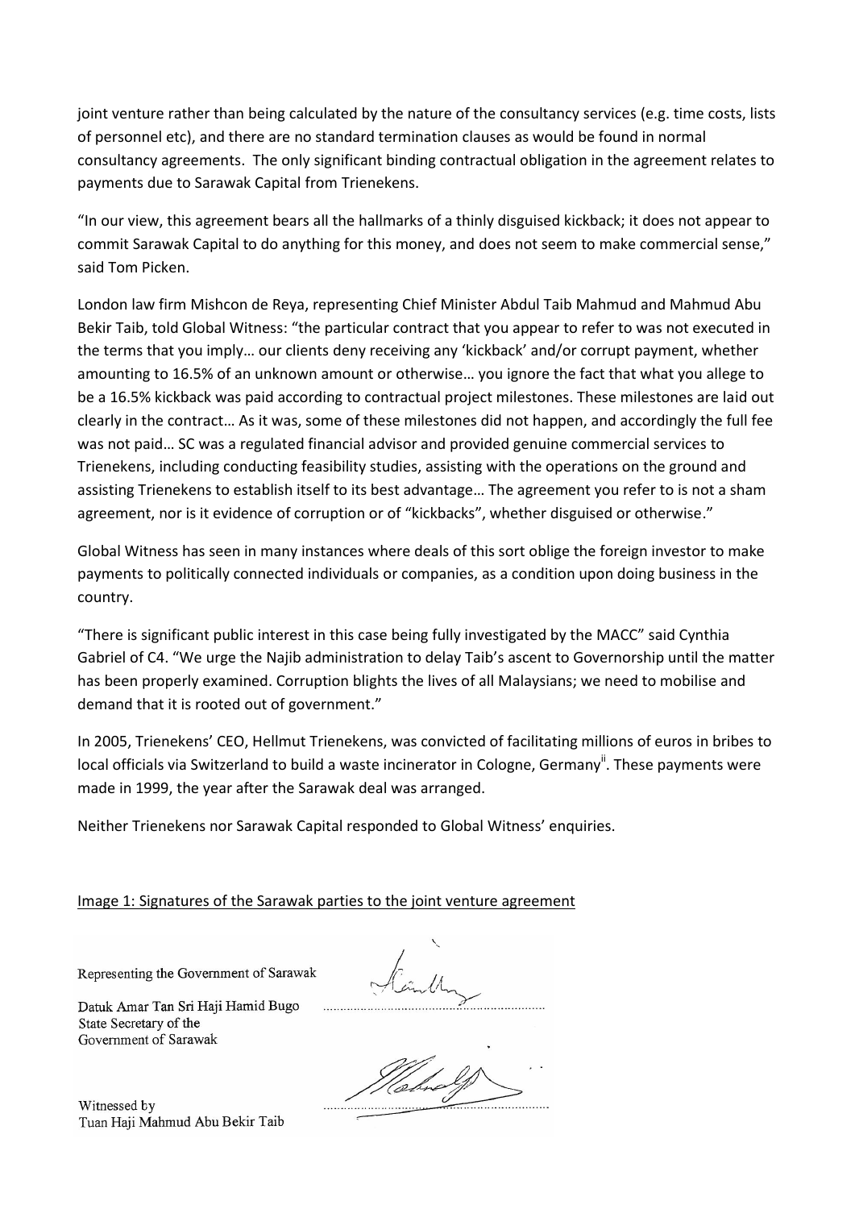joint venture rather than being calculated by the nature of the consultancy services (e.g. time costs, lists of personnel etc), and there are no standard termination clauses as would be found in normal consultancy agreements. The only significant binding contractual obligation in the agreement relates to payments due to Sarawak Capital from Trienekens.

"In our view, this agreement bears all the hallmarks of a thinly disguised kickback; it does not appear to commit Sarawak Capital to do anything for this money, and does not seem to make commercial sense," said Tom Picken.

London law firm Mishcon de Reya, representing Chief Minister Abdul Taib Mahmud and Mahmud Abu Bekir Taib, told Global Witness: "the particular contract that you appear to refer to was not executed in the terms that you imply… our clients deny receiving any 'kickback' and/or corrupt payment, whether amounting to 16.5% of an unknown amount or otherwise… you ignore the fact that what you allege to be a 16.5% kickback was paid according to contractual project milestones. These milestones are laid out clearly in the contract… As it was, some of these milestones did not happen, and accordingly the full fee was not paid… SC was a regulated financial advisor and provided genuine commercial services to Trienekens, including conducting feasibility studies, assisting with the operations on the ground and assisting Trienekens to establish itself to its best advantage… The agreement you refer to is not a sham agreement, nor is it evidence of corruption or of "kickbacks", whether disguised or otherwise."

Global Witness has seen in many instances where deals of this sort oblige the foreign investor to make payments to politically connected individuals or companies, as a condition upon doing business in the country.

"There is significant public interest in this case being fully investigated by the MACC" said Cynthia Gabriel of C4. "We urge the Najib administration to delay Taib's ascent to Governorship until the matter has been properly examined. Corruption blights the lives of all Malaysians; we need to mobilise and demand that it is rooted out of government."

In 2005, Trienekens' CEO, Hellmut Trienekens, was convicted of facilitating millions of euros in bribes to local officials via Switzerland to build a waste incinerator in Cologne, Germany[ii]. These payments were made in 1999, the year after the Sarawak deal was arranged.

Neither Trienekens nor Sarawak Capital responded to Global Witness' enquiries.

Image 1: Signatures of the Sarawak parties to the joint venture agreement

Representing the Government of Sarawak

Datuk Amar Tan Sri Haji Hamid Bugo
State Secretary of the
Government of Sarawak

Witnessed by
Tuan Haji Mahmud Abu Bekir Taib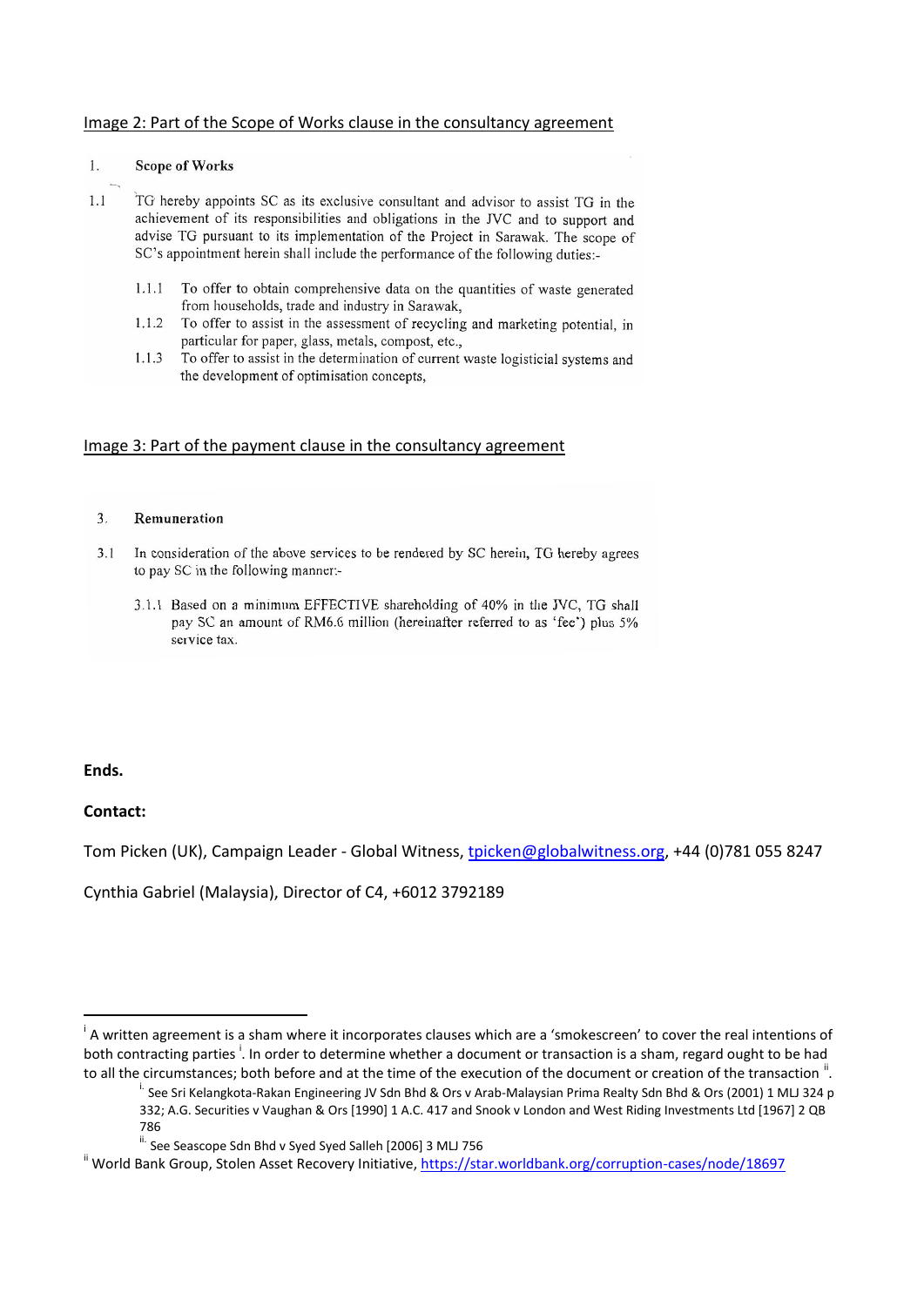Image 2: Part of the Scope of Works clause in the consultancy agreement

1. **Scope of Works**

1.1 TG hereby appoints SC as its exclusive consultant and advisor to assist TG in the achievement of its responsibilities and obligations in the JVC and to support and advise TG pursuant to its implementation of the Project in Sarawak. The scope of SC's appointment herein shall include the performance of the following duties:-

1.1.1 To offer to obtain comprehensive data on the quantities of waste generated from households, trade and industry in Sarawak,

1.1.2 To offer to assist in the assessment of recycling and marketing potential, in particular for paper, glass, metals, compost, etc.,

1.1.3 To offer to assist in the determination of current waste logisticial systems and the development of optimisation concepts,

Image 3: Part of the payment clause in the consultancy agreement

3. **Remuneration**

3.1 In consideration of the above services to be rendered by SC herein, TG hereby agrees to pay SC in the following manner:-

3.1.1 Based on a minimum EFFECTIVE shareholding of 40% in the JVC, TG shall pay SC an amount of RM6.6 million (hereinafter referred to as 'fee') plus 5% service tax.

**Ends.**

**Contact:**

Tom Picken (UK), Campaign Leader - Global Witness, tpicken@globalwitness.org, +44 (0)781 055 8247

Cynthia Gabriel (Malaysia), Director of C4, +6012 3792189

---

[i] A written agreement is a sham where it incorporates clauses which are a 'smokescreen' to cover the real intentions of both contracting parties [i]. In order to determine whether a document or transaction is a sham, regard ought to be had to all the circumstances; both before and at the time of the execution of the document or creation of the transaction [ii].

[i.] See Sri Kelangkota-Rakan Engineering JV Sdn Bhd & Ors v Arab-Malaysian Prima Realty Sdn Bhd & Ors (2001) 1 MLJ 324 p 332; A.G. Securities v Vaughan & Ors [1990] 1 A.C. 417 and Snook v London and West Riding Investments Ltd [1967] 2 QB 786

[ii.] See Seascope Sdn Bhd v Syed Syed Salleh [2006] 3 MLJ 756

[ii] World Bank Group, Stolen Asset Recovery Initiative, https://star.worldbank.org/corruption-cases/node/18697